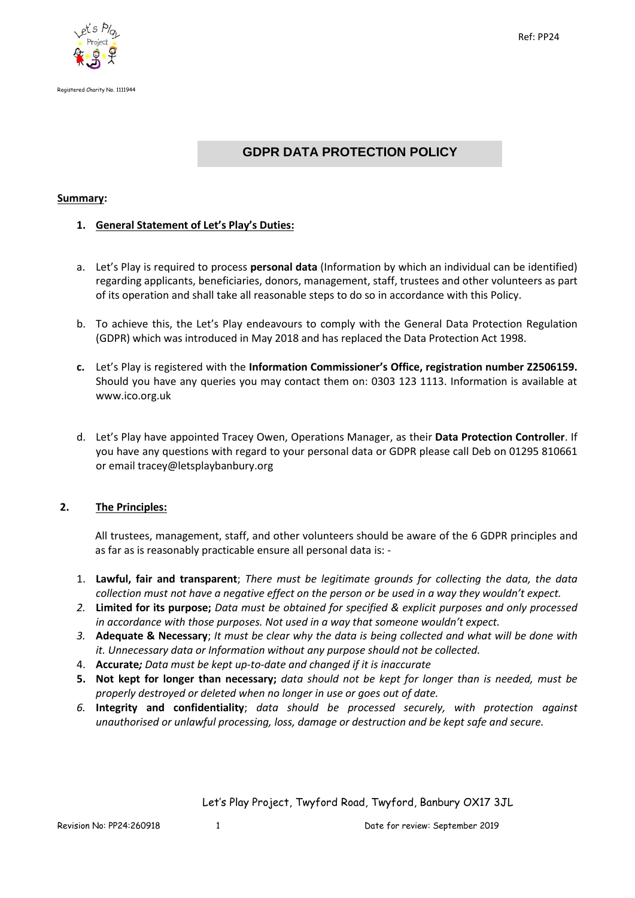Registered Charity No. 1111944

Ref: PP24

# GDPR DATA PROTECTION POLICY

**Summary:**

1. **General Statement of Let's Play's Duties:**

a. Let's Play is required to process **personal data** (Information by which an individual can be identified) regarding applicants, beneficiaries, donors, management, staff, trustees and other volunteers as part of its operation and shall take all reasonable steps to do so in accordance with this Policy.

b. To achieve this, the Let's Play endeavours to comply with the General Data Protection Regulation (GDPR) which was introduced in May 2018 and has replaced the Data Protection Act 1998.

**c.** Let's Play is registered with the **Information Commissioner's Office, registration number Z2506159.** Should you have any queries you may contact them on: 0303 123 1113. Information is available at www.ico.org.uk

d. Let's Play have appointed Tracey Owen, Operations Manager, as their **Data Protection Controller**. If you have any questions with regard to your personal data or GDPR please call Deb on 01295 810661 or email tracey@letsplaybanbury.org

2. **The Principles:**

All trustees, management, staff, and other volunteers should be aware of the 6 GDPR principles and as far as is reasonably practicable ensure all personal data is: -

1. **Lawful, fair and transparent**; *There must be legitimate grounds for collecting the data, the data collection must not have a negative effect on the person or be used in a way they wouldn't expect.*
2. **Limited for its purpose;** *Data must be obtained for specified & explicit purposes and only processed in accordance with those purposes. Not used in a way that someone wouldn't expect.*
3. **Adequate & Necessary**; *It must be clear why the data is being collected and what will be done with it. Unnecessary data or Information without any purpose should not be collected.*
4. **Accurate;** *Data must be kept up-to-date and changed if it is inaccurate*
5. **Not kept for longer than necessary;** *data should not be kept for longer than is needed, must be properly destroyed or deleted when no longer in use or goes out of date.*
6. **Integrity and confidentiality**; *data should be processed securely, with protection against unauthorised or unlawful processing, loss, damage or destruction and be kept safe and secure.*

Let's Play Project, Twyford Road, Twyford, Banbury OX17 3JL

Revision No: PP24:260918

Date for review: September 2019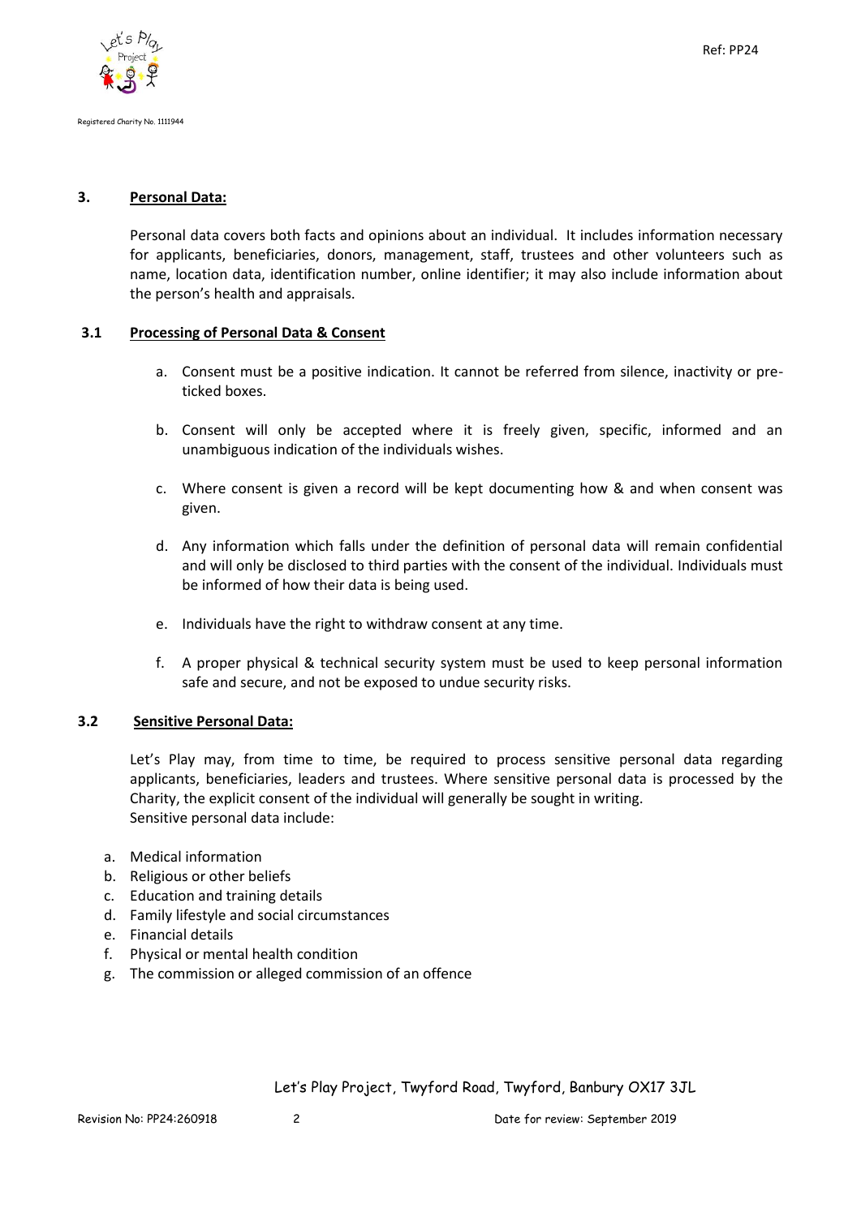## 3. Personal Data:

Personal data covers both facts and opinions about an individual. It includes information necessary for applicants, beneficiaries, donors, management, staff, trustees and other volunteers such as name, location data, identification number, online identifier; it may also include information about the person's health and appraisals.

### 3.1 Processing of Personal Data & Consent

a. Consent must be a positive indication. It cannot be referred from silence, inactivity or pre-ticked boxes.

b. Consent will only be accepted where it is freely given, specific, informed and an unambiguous indication of the individuals wishes.

c. Where consent is given a record will be kept documenting how & and when consent was given.

d. Any information which falls under the definition of personal data will remain confidential and will only be disclosed to third parties with the consent of the individual. Individuals must be informed of how their data is being used.

e. Individuals have the right to withdraw consent at any time.

f. A proper physical & technical security system must be used to keep personal information safe and secure, and not be exposed to undue security risks.

### 3.2 Sensitive Personal Data:

Let's Play may, from time to time, be required to process sensitive personal data regarding applicants, beneficiaries, leaders and trustees. Where sensitive personal data is processed by the Charity, the explicit consent of the individual will generally be sought in writing.
Sensitive personal data include:

a. Medical information
b. Religious or other beliefs
c. Education and training details
d. Family lifestyle and social circumstances
e. Financial details
f. Physical or mental health condition
g. The commission or alleged commission of an offence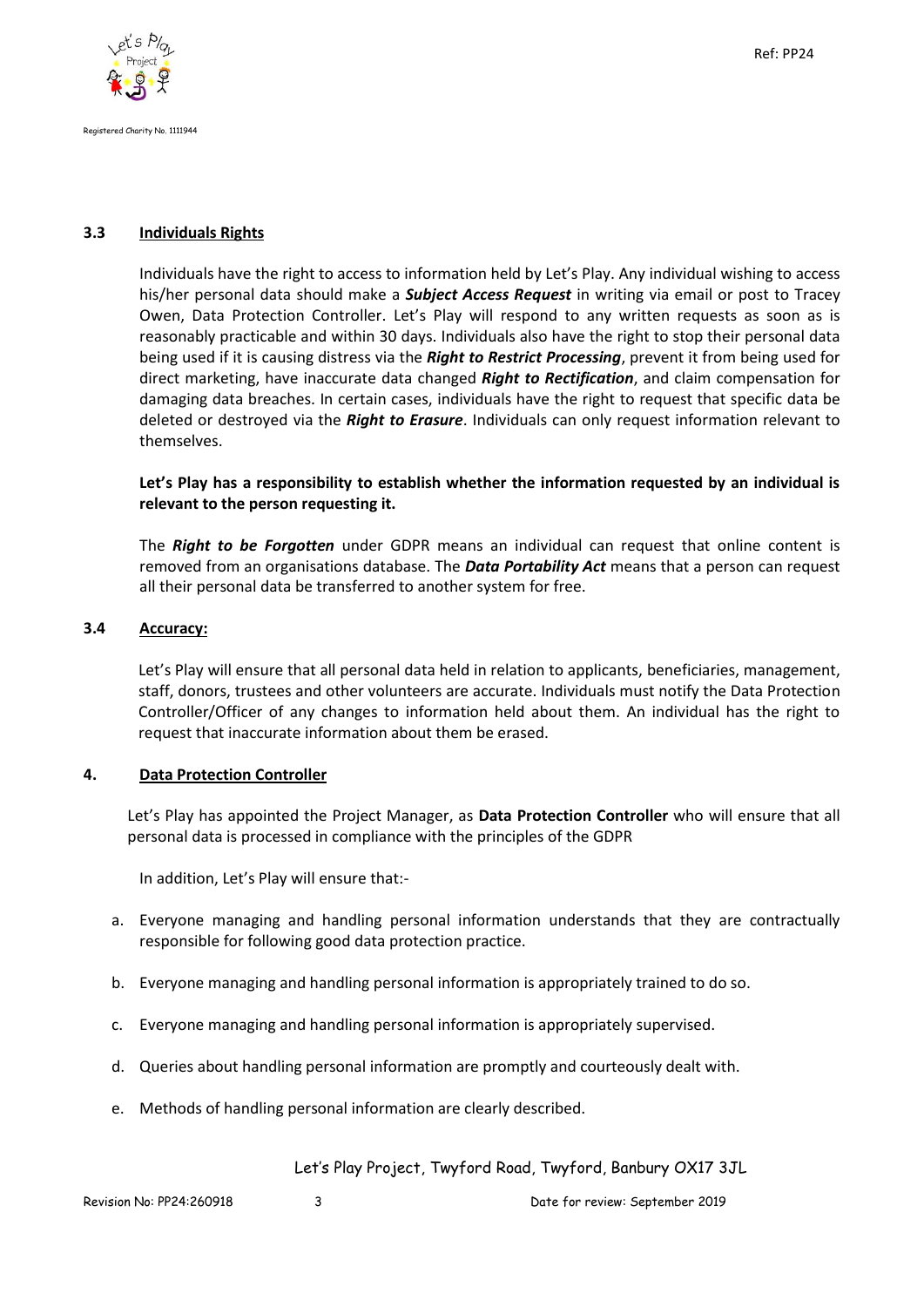### 3.3 Individuals Rights

Individuals have the right to access to information held by Let's Play. Any individual wishing to access his/her personal data should make a ***Subject Access Request*** in writing via email or post to Tracey Owen, Data Protection Controller. Let's Play will respond to any written requests as soon as is reasonably practicable and within 30 days. Individuals also have the right to stop their personal data being used if it is causing distress via the ***Right to Restrict Processing***, prevent it from being used for direct marketing, have inaccurate data changed ***Right to Rectification***, and claim compensation for damaging data breaches. In certain cases, individuals have the right to request that specific data be deleted or destroyed via the ***Right to Erasure***. Individuals can only request information relevant to themselves.

**Let's Play has a responsibility to establish whether the information requested by an individual is relevant to the person requesting it.**

The ***Right to be Forgotten*** under GDPR means an individual can request that online content is removed from an organisations database. The ***Data Portability Act*** means that a person can request all their personal data be transferred to another system for free.

### 3.4 Accuracy:

Let's Play will ensure that all personal data held in relation to applicants, beneficiaries, management, staff, donors, trustees and other volunteers are accurate. Individuals must notify the Data Protection Controller/Officer of any changes to information held about them. An individual has the right to request that inaccurate information about them be erased.

## 4. Data Protection Controller

Let's Play has appointed the Project Manager, as **Data Protection Controller** who will ensure that all personal data is processed in compliance with the principles of the GDPR

In addition, Let's Play will ensure that:-

a. Everyone managing and handling personal information understands that they are contractually responsible for following good data protection practice.

b. Everyone managing and handling personal information is appropriately trained to do so.

c. Everyone managing and handling personal information is appropriately supervised.

d. Queries about handling personal information are promptly and courteously dealt with.

e. Methods of handling personal information are clearly described.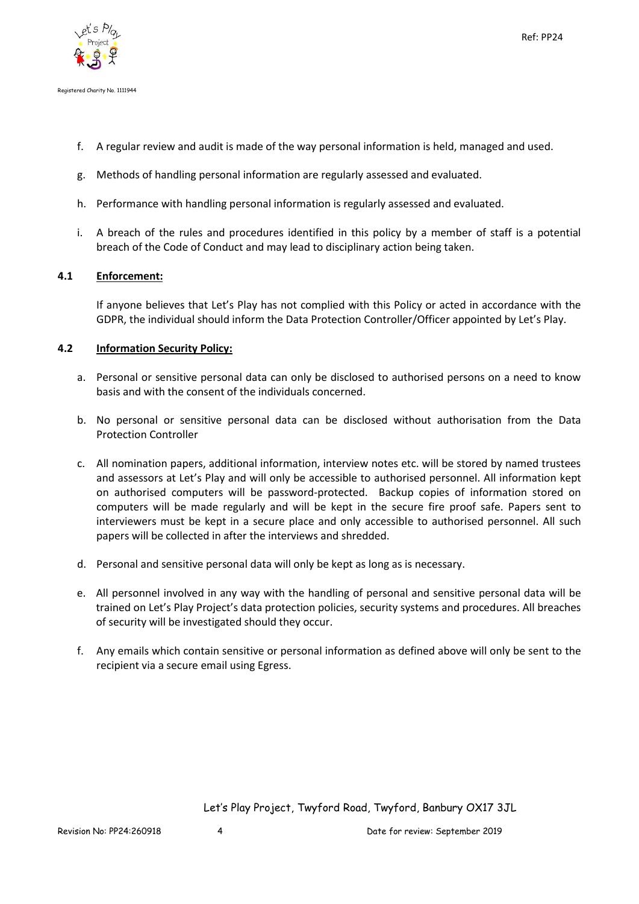f. A regular review and audit is made of the way personal information is held, managed and used.

g. Methods of handling personal information are regularly assessed and evaluated.

h. Performance with handling personal information is regularly assessed and evaluated.

i. A breach of the rules and procedures identified in this policy by a member of staff is a potential breach of the Code of Conduct and may lead to disciplinary action being taken.

### 4.1 **Enforcement:**

If anyone believes that Let's Play has not complied with this Policy or acted in accordance with the GDPR, the individual should inform the Data Protection Controller/Officer appointed by Let's Play.

### 4.2 **Information Security Policy:**

a. Personal or sensitive personal data can only be disclosed to authorised persons on a need to know basis and with the consent of the individuals concerned.

b. No personal or sensitive personal data can be disclosed without authorisation from the Data Protection Controller

c. All nomination papers, additional information, interview notes etc. will be stored by named trustees and assessors at Let's Play and will only be accessible to authorised personnel. All information kept on authorised computers will be password-protected. Backup copies of information stored on computers will be made regularly and will be kept in the secure fire proof safe. Papers sent to interviewers must be kept in a secure place and only accessible to authorised personnel. All such papers will be collected in after the interviews and shredded.

d. Personal and sensitive personal data will only be kept as long as is necessary.

e. All personnel involved in any way with the handling of personal and sensitive personal data will be trained on Let's Play Project's data protection policies, security systems and procedures. All breaches of security will be investigated should they occur.

f. Any emails which contain sensitive or personal information as defined above will only be sent to the recipient via a secure email using Egress.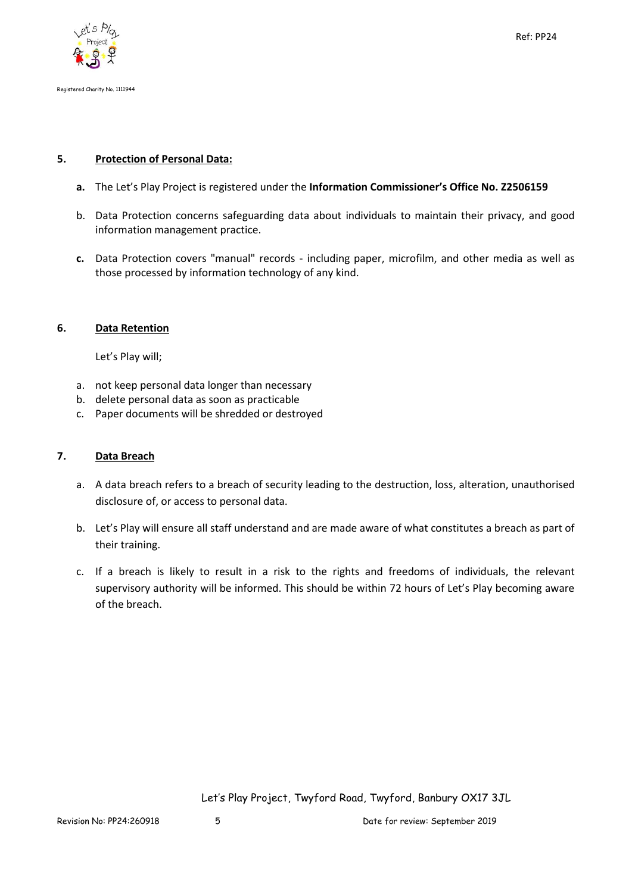## 5. Protection of Personal Data:

**a.** The Let's Play Project is registered under the **Information Commissioner's Office No. Z2506159**

b. Data Protection concerns safeguarding data about individuals to maintain their privacy, and good information management practice.

**c.** Data Protection covers "manual" records - including paper, microfilm, and other media as well as those processed by information technology of any kind.

## 6. Data Retention

Let's Play will;

a. not keep personal data longer than necessary
b. delete personal data as soon as practicable
c. Paper documents will be shredded or destroyed

## 7. Data Breach

a. A data breach refers to a breach of security leading to the destruction, loss, alteration, unauthorised disclosure of, or access to personal data.

b. Let's Play will ensure all staff understand and are made aware of what constitutes a breach as part of their training.

c. If a breach is likely to result in a risk to the rights and freedoms of individuals, the relevant supervisory authority will be informed. This should be within 72 hours of Let's Play becoming aware of the breach.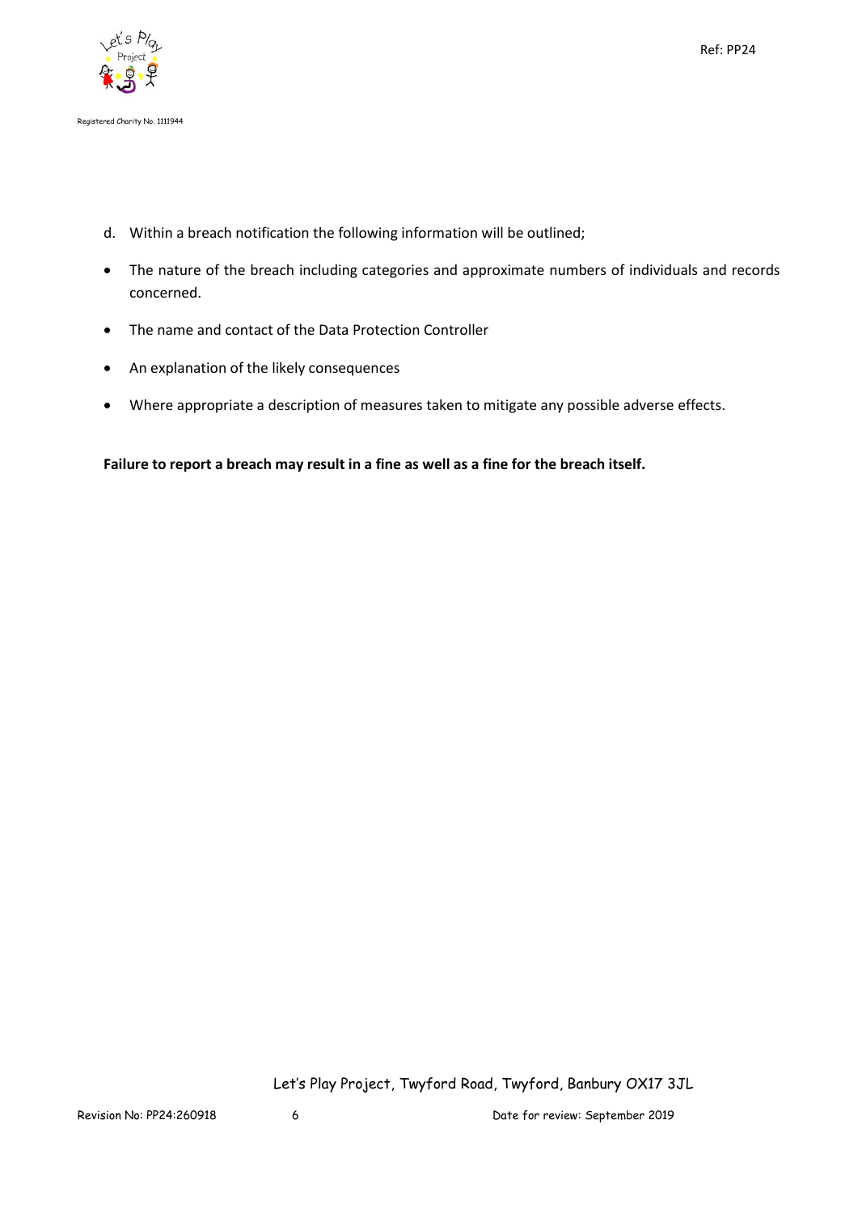d. Within a breach notification the following information will be outlined;

- The nature of the breach including categories and approximate numbers of individuals and records concerned.
- The name and contact of the Data Protection Controller
- An explanation of the likely consequences
- Where appropriate a description of measures taken to mitigate any possible adverse effects.

**Failure to report a breach may result in a fine as well as a fine for the breach itself.**